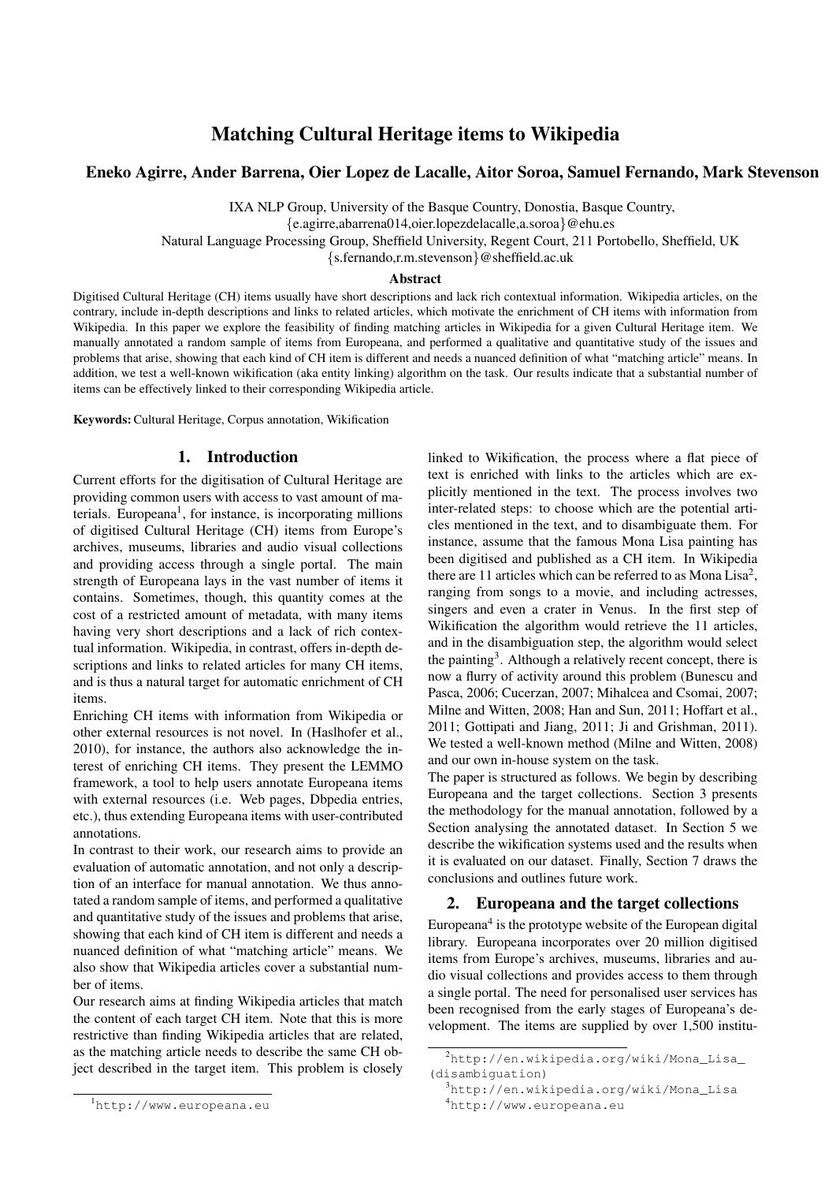# Matching Cultural Heritage items to Wikipedia

**Eneko Agirre, Ander Barrena, Oier Lopez de Lacalle, Aitor Soroa, Samuel Fernando, Mark Stevenson**

IXA NLP Group, University of the Basque Country, Donostia, Basque Country,
{e.agirre,abarrena014,oier.lopezdelacalle,a.soroa}@ehu.es
Natural Language Processing Group, Sheffield University, Regent Court, 211 Portobello, Sheffield, UK
{s.fernando,r.m.stevenson}@sheffield.ac.uk

### Abstract

Digitised Cultural Heritage (CH) items usually have short descriptions and lack rich contextual information. Wikipedia articles, on the contrary, include in-depth descriptions and links to related articles, which motivate the enrichment of CH items with information from Wikipedia. In this paper we explore the feasibility of finding matching articles in Wikipedia for a given Cultural Heritage item. We manually annotated a random sample of items from Europeana, and performed a qualitative and quantitative study of the issues and problems that arise, showing that each kind of CH item is different and needs a nuanced definition of what "matching article" means. In addition, we test a well-known wikification (aka entity linking) algorithm on the task. Our results indicate that a substantial number of items can be effectively linked to their corresponding Wikipedia article.

**Keywords:** Cultural Heritage, Corpus annotation, Wikification

## 1. Introduction

Current efforts for the digitisation of Cultural Heritage are providing common users with access to vast amount of materials. Europeana[1], for instance, is incorporating millions of digitised Cultural Heritage (CH) items from Europe's archives, museums, libraries and audio visual collections and providing access through a single portal. The main strength of Europeana lays in the vast number of items it contains. Sometimes, though, this quantity comes at the cost of a restricted amount of metadata, with many items having very short descriptions and a lack of rich contextual information. Wikipedia, in contrast, offers in-depth descriptions and links to related articles for many CH items, and is thus a natural target for automatic enrichment of CH items.

Enriching CH items with information from Wikipedia or other external resources is not novel. In (Haslhofer et al., 2010), for instance, the authors also acknowledge the interest of enriching CH items. They present the LEMMO framework, a tool to help users annotate Europeana items with external resources (i.e. Web pages, Dbpedia entries, etc.), thus extending Europeana items with user-contributed annotations.

In contrast to their work, our research aims to provide an evaluation of automatic annotation, and not only a description of an interface for manual annotation. We thus annotated a random sample of items, and performed a qualitative and quantitative study of the issues and problems that arise, showing that each kind of CH item is different and needs a nuanced definition of what "matching article" means. We also show that Wikipedia articles cover a substantial number of items.

Our research aims at finding Wikipedia articles that match the content of each target CH item. Note that this is more restrictive than finding Wikipedia articles that are related, as the matching article needs to describe the same CH object described in the target item. This problem is closely linked to Wikification, the process where a flat piece of text is enriched with links to the articles which are explicitly mentioned in the text. The process involves two inter-related steps: to choose which are the potential articles mentioned in the text, and to disambiguate them. For instance, assume that the famous Mona Lisa painting has been digitised and published as a CH item. In Wikipedia there are 11 articles which can be referred to as Mona Lisa[2], ranging from songs to a movie, and including actresses, singers and even a crater in Venus. In the first step of Wikification the algorithm would retrieve the 11 articles, and in the disambiguation step, the algorithm would select the painting[3]. Although a relatively recent concept, there is now a flurry of activity around this problem (Bunescu and Pasca, 2006; Cucerzan, 2007; Mihalcea and Csomai, 2007; Milne and Witten, 2008; Han and Sun, 2011; Hoffart et al., 2011; Gottipati and Jiang, 2011; Ji and Grishman, 2011). We tested a well-known method (Milne and Witten, 2008) and our own in-house system on the task.

The paper is structured as follows. We begin by describing Europeana and the target collections. Section 3 presents the methodology for the manual annotation, followed by a Section analysing the annotated dataset. In Section 5 we describe the wikification systems used and the results when it is evaluated on our dataset. Finally, Section 7 draws the conclusions and outlines future work.

## 2. Europeana and the target collections

Europeana[4] is the prototype website of the European digital library. Europeana incorporates over 20 million digitised items from Europe's archives, museums, libraries and audio visual collections and provides access to them through a single portal. The need for personalised user services has been recognised from the early stages of Europeana's development. The items are supplied by over 1,500 institu-

[1] http://www.europeana.eu

[2] http://en.wikipedia.org/wiki/Mona_Lisa_(disambiguation)

[3] http://en.wikipedia.org/wiki/Mona_Lisa

[4] http://www.europeana.eu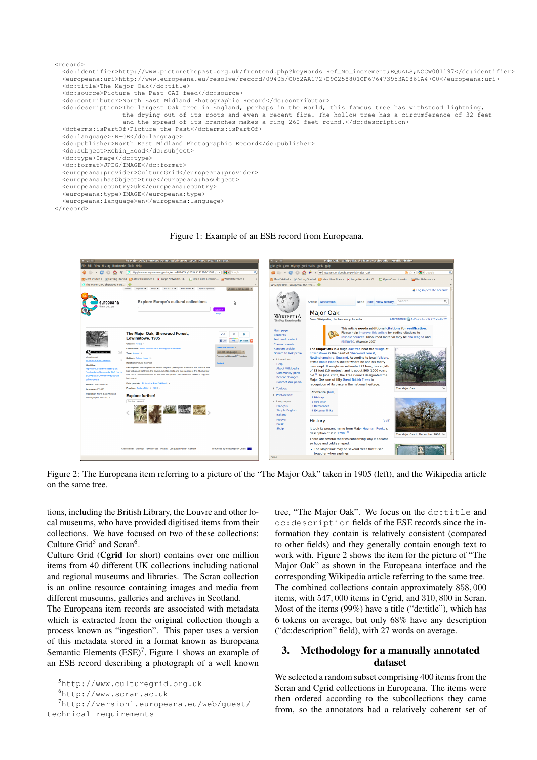```
<record>
  <dc:identifier>http://www.picturethepast.org.uk/frontend.php?keywords=Ref_No_increment;EQUALS;NCCW001197</dc:identifier>
  <europeana:uri>http://www.europeana.eu/resolve/record/09405/C052AA1727D9C258801CF676473953A0861A47C0</europeana:uri>
  <dc:title>The Major Oak</dc:title>
  <dc:source>Picture the Past OAI feed</dc:source>
  <dc:contributor>North East Midland Photographic Record</dc:contributor>
  <dc:description>The largest Oak tree in England, perhaps in the world, this famous tree has withstood lightning,
                the drying-out of its roots and even a recent fire. The hollow tree has a circumference of 32 feet
                and the spread of its branches makes a ring 260 feet round.</dc:description>
  <dcterms:isPartOf>Picture the Past</dcterms:isPartOf>
  <dc:language>EN-GB</dc:language>
  <dc:publisher>North East Midland Photographic Record</dc:publisher>
  <dc:subject>Robin_Hood</dc:subject>
  <dc:type>Image</dc:type>
  <dc:format>JPEG/IMAGE</dc:format>
  <europeana:provider>CultureGrid</europeana:provider>
  <europeana:hasObject>true</europeana:hasObject>
  <europeana:country>uk</europeana:country>
  <europeana:type>IMAGE</europeana:type>
  <europeana:language>en</europeana:language>
</record>
```

Figure 1: Example of an ESE record from Europeana.

Figure 2: The Europeana item referring to a picture of the "The Major Oak" taken in 1905 (left), and the Wikipedia article on the same tree.

tions, including the British Library, the Louvre and other local museums, who have provided digitised items from their collections. We have focused on two of these collections: Culture Grid[5] and Scran[6].

Culture Grid (**Cgrid** for short) contains over one million items from 40 different UK collections including national and regional museums and libraries. The Scran collection is an online resource containing images and media from different museums, galleries and archives in Scotland.

The Europeana item records are associated with metadata which is extracted from the original collection though a process known as "ingestion". This paper uses a version of this metadata stored in a format known as Europeana Semantic Elements (ESE)[7]. Figure 1 shows an example of an ESE record describing a photograph of a well known tree, "The Major Oak". We focus on the `dc:title` and `dc:description` fields of the ESE records since the information they contain is relatively consistent (compared to other fields) and they generally contain enough text to work with. Figure 2 shows the item for the picture of "The Major Oak" as shown in the Europeana interface and the corresponding Wikipedia article referring to the same tree.

The combined collections contain approximately 858,000 items, with 547,000 items in Cgrid, and 310,800 in Scran. Most of the items (99%) have a title ("dc:title"), which has 6 tokens on average, but only 68% have any description ("dc:description" field), with 27 words on average.

## 3. Methodology for a manually annotated dataset

We selected a random subset comprising 400 items from the Scran and Cgrid collections in Europeana. The items were then ordered according to the subcollections they came from, so the annotators had a relatively coherent set of

[5] http://www.culturegrid.org.uk

[6] http://www.scran.ac.uk

[7] http://version1.europeana.eu/web/guest/technical-requirements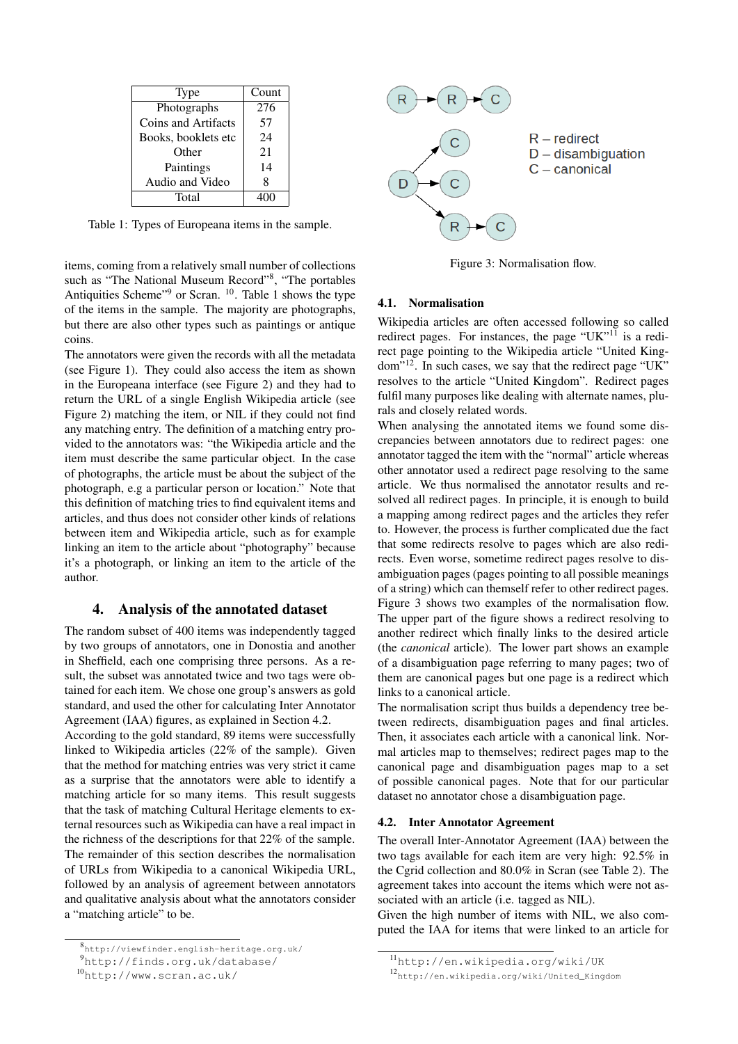| Type | Count |
|---|---|
| Photographs | 276 |
| Coins and Artifacts | 57 |
| Books, booklets etc | 24 |
| Other | 21 |
| Paintings | 14 |
| Audio and Video | 8 |
| Total | 400 |

Table 1: Types of Europeana items in the sample.

items, coming from a relatively small number of collections such as "The National Museum Record"[8], "The portables Antiquities Scheme"[9] or Scran. [10]. Table 1 shows the type of the items in the sample. The majority are photographs, but there are also other types such as paintings or antique coins.

The annotators were given the records with all the metadata (see Figure 1). They could also access the item as shown in the Europeana interface (see Figure 2) and they had to return the URL of a single English Wikipedia article (see Figure 2) matching the item, or NIL if they could not find any matching entry. The definition of a matching entry provided to the annotators was: "the Wikipedia article and the item must describe the same particular object. In the case of photographs, the article must be about the subject of the photograph, e.g a particular person or location." Note that this definition of matching tries to find equivalent items and articles, and thus does not consider other kinds of relations between item and Wikipedia article, such as for example linking an item to the article about "photography" because it's a photograph, or linking an item to the article of the author.

## 4. Analysis of the annotated dataset

The random subset of 400 items was independently tagged by two groups of annotators, one in Donostia and another in Sheffield, each one comprising three persons. As a result, the subset was annotated twice and two tags were obtained for each item. We chose one group's answers as gold standard, and used the other for calculating Inter Annotator Agreement (IAA) figures, as explained in Section 4.2.

According to the gold standard, 89 items were successfully linked to Wikipedia articles (22% of the sample). Given that the method for matching entries was very strict it came as a surprise that the annotators were able to identify a matching article for so many items. This result suggests that the task of matching Cultural Heritage elements to external resources such as Wikipedia can have a real impact in the richness of the descriptions for that 22% of the sample.

The remainder of this section describes the normalisation of URLs from Wikipedia to a canonical Wikipedia URL, followed by an analysis of agreement between annotators and qualitative analysis about what the annotators consider a "matching article" to be.

Figure 3: Normalisation flow.

### 4.1. Normalisation

Wikipedia articles are often accessed following so called redirect pages. For instances, the page "UK"[11] is a redirect page pointing to the Wikipedia article "United Kingdom"[12]. In such cases, we say that the redirect page "UK" resolves to the article "United Kingdom". Redirect pages fulfil many purposes like dealing with alternate names, plurals and closely related words.

When analysing the annotated items we found some discrepancies between annotators due to redirect pages: one annotator tagged the item with the "normal" article whereas other annotator used a redirect page resolving to the same article. We thus normalised the annotator results and resolved all redirect pages. In principle, it is enough to build a mapping among redirect pages and the articles they refer to. However, the process is further complicated due the fact that some redirects resolve to pages which are also redirects. Even worse, sometime redirect pages resolve to disambiguation pages (pages pointing to all possible meanings of a string) which can themself refer to other redirect pages. Figure 3 shows two examples of the normalisation flow. The upper part of the figure shows a redirect resolving to another redirect which finally links to the desired article (the *canonical* article). The lower part shows an example of a disambiguation page referring to many pages; two of them are canonical pages but one page is a redirect which links to a canonical article.

The normalisation script thus builds a dependency tree between redirects, disambiguation pages and final articles. Then, it associates each article with a canonical link. Normal articles map to themselves; redirect pages map to the canonical page and disambiguation pages map to a set of possible canonical pages. Note that for our particular dataset no annotator chose a disambiguation page.

### 4.2. Inter Annotator Agreement

The overall Inter-Annotator Agreement (IAA) between the two tags available for each item are very high: 92.5% in the Cgrid collection and 80.0% in Scran (see Table 2). The agreement takes into account the items which were not associated with an article (i.e. tagged as NIL).

Given the high number of items with NIL, we also computed the IAA for items that were linked to an article for

[8] http://viewfinder.english-heritage.org.uk/
[9] http://finds.org.uk/database/
[10] http://www.scran.ac.uk/
[11] http://en.wikipedia.org/wiki/UK
[12] http://en.wikipedia.org/wiki/United_Kingdom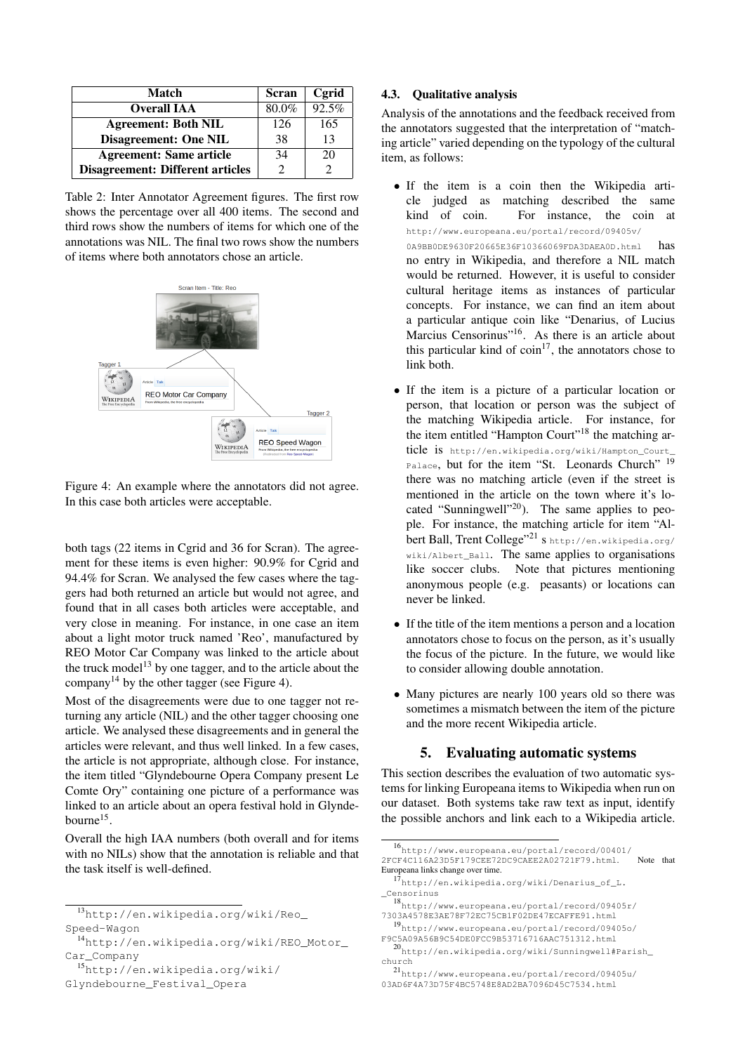| Match | Scran | Cgrid |
|---|---|---|
| **Overall IAA** | 80.0% | 92.5% |
| **Agreement: Both NIL** | 126 | 165 |
| **Disagreement: One NIL** | 38 | 13 |
| **Agreement: Same article** | 34 | 20 |
| **Disagreement: Different articles** | 2 | 2 |

Table 2: Inter Annotator Agreement figures. The first row shows the percentage over all 400 items. The second and third rows show the numbers of items for which one of the annotations was NIL. The final two rows show the numbers of items where both annotators chose an article.

Figure 4: An example where the annotators did not agree. In this case both articles were acceptable.

both tags (22 items in Cgrid and 36 for Scran). The agreement for these items is even higher: 90.9% for Cgrid and 94.4% for Scran. We analysed the few cases where the taggers had both returned an article but would not agree, and found that in all cases both articles were acceptable, and very close in meaning. For instance, in one case an item about a light motor truck named 'Reo', manufactured by REO Motor Car Company was linked to the article about the truck model[13] by one tagger, and to the article about the company[14] by the other tagger (see Figure 4).

Most of the disagreements were due to one tagger not returning any article (NIL) and the other tagger choosing one article. We analysed these disagreements and in general the articles were relevant, and thus well linked. In a few cases, the article is not appropriate, although close. For instance, the item titled "Glyndebourne Opera Company present Le Comte Ory" containing one picture of a performance was linked to an article about an opera festival hold in Glyndebourne[15].

Overall the high IAA numbers (both overall and for items with no NILs) show that the annotation is reliable and that the task itself is well-defined.

### 4.3. Qualitative analysis

Analysis of the annotations and the feedback received from the annotators suggested that the interpretation of "matching article" varied depending on the typology of the cultural item, as follows:

- If the item is a coin then the Wikipedia article judged as matching described the same kind of coin. For instance, the coin at http://www.europeana.eu/portal/record/09405v/0A9BB0DE9630F20665E36F10366069FDA3DAEA0D.html has no entry in Wikipedia, and therefore a NIL match would be returned. However, it is useful to consider cultural heritage items as instances of particular concepts. For instance, we can find an item about a particular antique coin like "Denarius, of Lucius Marcius Censorinus"[16]. As there is an article about this particular kind of coin[17], the annotators chose to link both.
- If the item is a picture of a particular location or person, that location or person was the subject of the matching Wikipedia article. For instance, for the item entitled "Hampton Court"[18] the matching article is http://en.wikipedia.org/wiki/Hampton_Court_Palace, but for the item "St. Leonards Church" [19] there was no matching article (even if the street is mentioned in the article on the town where it's located "Sunningwell"[20]). The same applies to people. For instance, the matching article for item "Albert Ball, Trent College"[21] s http://en.wikipedia.org/wiki/Albert_Ball. The same applies to organisations like soccer clubs. Note that pictures mentioning anonymous people (e.g. peasants) or locations can never be linked.
- If the title of the item mentions a person and a location annotators chose to focus on the person, as it's usually the focus of the picture. In the future, we would like to consider allowing double annotation.
- Many pictures are nearly 100 years old so there was sometimes a mismatch between the item of the picture and the more recent Wikipedia article.

## 5. Evaluating automatic systems

This section describes the evaluation of two automatic systems for linking Europeana items to Wikipedia when run on our dataset. Both systems take raw text as input, identify the possible anchors and link each to a Wikipedia article.

[13] http://en.wikipedia.org/wiki/Reo_Speed-Wagon

[14] http://en.wikipedia.org/wiki/REO_Motor_Car_Company

[15] http://en.wikipedia.org/wiki/Glyndebourne_Festival_Opera

[16] http://www.europeana.eu/portal/record/00401/2FCF4C116A23D5F179CEE72DC9CAEE2A02721F79.html. Note that Europeana links change over time.

[17] http://en.wikipedia.org/wiki/Denarius_of_L._Censorinus

[18] http://www.europeana.eu/portal/record/09405r/7303A4578E3AE78F72EC75CB1F02DE47ECAFFE91.html

[19] http://www.europeana.eu/portal/record/09405o/F9C5A09A56B9C54DE0FCC9B53716716AAC751312.html

[20] http://en.wikipedia.org/wiki/Sunningwell#Parish_church

[21] http://www.europeana.eu/portal/record/09405u/03AD6F4A73D75F4BC5748E8AD2BA7096D45C7534.html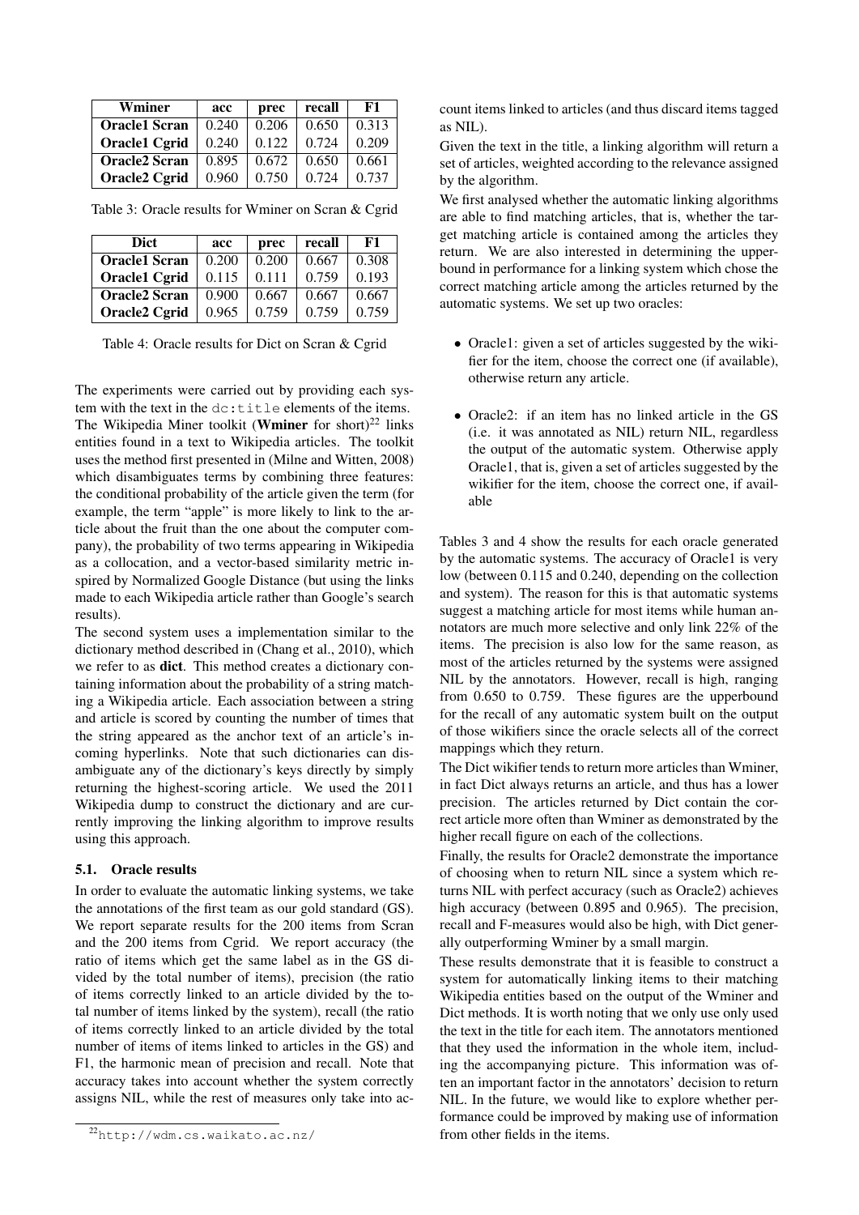| Wminer | acc | prec | recall | F1 |
|---|---|---|---|---|
| **Oracle1 Scran** | 0.240 | 0.206 | 0.650 | 0.313 |
| **Oracle1 Cgrid** | 0.240 | 0.122 | 0.724 | 0.209 |
| **Oracle2 Scran** | 0.895 | 0.672 | 0.650 | 0.661 |
| **Oracle2 Cgrid** | 0.960 | 0.750 | 0.724 | 0.737 |

Table 3: Oracle results for Wminer on Scran & Cgrid

| Dict | acc | prec | recall | F1 |
|---|---|---|---|---|
| **Oracle1 Scran** | 0.200 | 0.200 | 0.667 | 0.308 |
| **Oracle1 Cgrid** | 0.115 | 0.111 | 0.759 | 0.193 |
| **Oracle2 Scran** | 0.900 | 0.667 | 0.667 | 0.667 |
| **Oracle2 Cgrid** | 0.965 | 0.759 | 0.759 | 0.759 |

Table 4: Oracle results for Dict on Scran & Cgrid

The experiments were carried out by providing each system with the text in the `dc:title` elements of the items. The Wikipedia Miner toolkit (**Wminer** for short)[22] links entities found in a text to Wikipedia articles. The toolkit uses the method first presented in (Milne and Witten, 2008) which disambiguates terms by combining three features: the conditional probability of the article given the term (for example, the term "apple" is more likely to link to the article about the fruit than the one about the computer company), the probability of two terms appearing in Wikipedia as a collocation, and a vector-based similarity metric inspired by Normalized Google Distance (but using the links made to each Wikipedia article rather than Google's search results).

The second system uses a implementation similar to the dictionary method described in (Chang et al., 2010), which we refer to as **dict**. This method creates a dictionary containing information about the probability of a string matching a Wikipedia article. Each association between a string and article is scored by counting the number of times that the string appeared as the anchor text of an article's incoming hyperlinks. Note that such dictionaries can disambiguate any of the dictionary's keys directly by simply returning the highest-scoring article. We used the 2011 Wikipedia dump to construct the dictionary and are currently improving the linking algorithm to improve results using this approach.

### 5.1. Oracle results

In order to evaluate the automatic linking systems, we take the annotations of the first team as our gold standard (GS). We report separate results for the 200 items from Scran and the 200 items from Cgrid. We report accuracy (the ratio of items which get the same label as in the GS divided by the total number of items), precision (the ratio of items correctly linked to an article divided by the total number of items linked by the system), recall (the ratio of items correctly linked to an article divided by the total number of items of items linked to articles in the GS) and F1, the harmonic mean of precision and recall. Note that accuracy takes into account whether the system correctly assigns NIL, while the rest of measures only take into account items linked to articles (and thus discard items tagged as NIL).

Given the text in the title, a linking algorithm will return a set of articles, weighted according to the relevance assigned by the algorithm.

We first analysed whether the automatic linking algorithms are able to find matching articles, that is, whether the target matching article is contained among the articles they return. We are also interested in determining the upperbound in performance for a linking system which chose the correct matching article among the articles returned by the automatic systems. We set up two oracles:

- Oracle1: given a set of articles suggested by the wikifier for the item, choose the correct one (if available), otherwise return any article.
- Oracle2: if an item has no linked article in the GS (i.e. it was annotated as NIL) return NIL, regardless the output of the automatic system. Otherwise apply Oracle1, that is, given a set of articles suggested by the wikifier for the item, choose the correct one, if available

Tables 3 and 4 show the results for each oracle generated by the automatic systems. The accuracy of Oracle1 is very low (between 0.115 and 0.240, depending on the collection and system). The reason for this is that automatic systems suggest a matching article for most items while human annotators are much more selective and only link 22% of the items. The precision is also low for the same reason, as most of the articles returned by the systems were assigned NIL by the annotators. However, recall is high, ranging from 0.650 to 0.759. These figures are the upperbound for the recall of any automatic system built on the output of those wikifiers since the oracle selects all of the correct mappings which they return.

The Dict wikifier tends to return more articles than Wminer, in fact Dict always returns an article, and thus has a lower precision. The articles returned by Dict contain the correct article more often than Wminer as demonstrated by the higher recall figure on each of the collections.

Finally, the results for Oracle2 demonstrate the importance of choosing when to return NIL since a system which returns NIL with perfect accuracy (such as Oracle2) achieves high accuracy (between 0.895 and 0.965). The precision, recall and F-measures would also be high, with Dict generally outperforming Wminer by a small margin.

These results demonstrate that it is feasible to construct a system for automatically linking items to their matching Wikipedia entities based on the output of the Wminer and Dict methods. It is worth noting that we only use only used the text in the title for each item. The annotators mentioned that they used the information in the whole item, including the accompanying picture. This information was often an important factor in the annotators' decision to return NIL. In the future, we would like to explore whether performance could be improved by making use of information from other fields in the items.

[22] http://wdm.cs.waikato.ac.nz/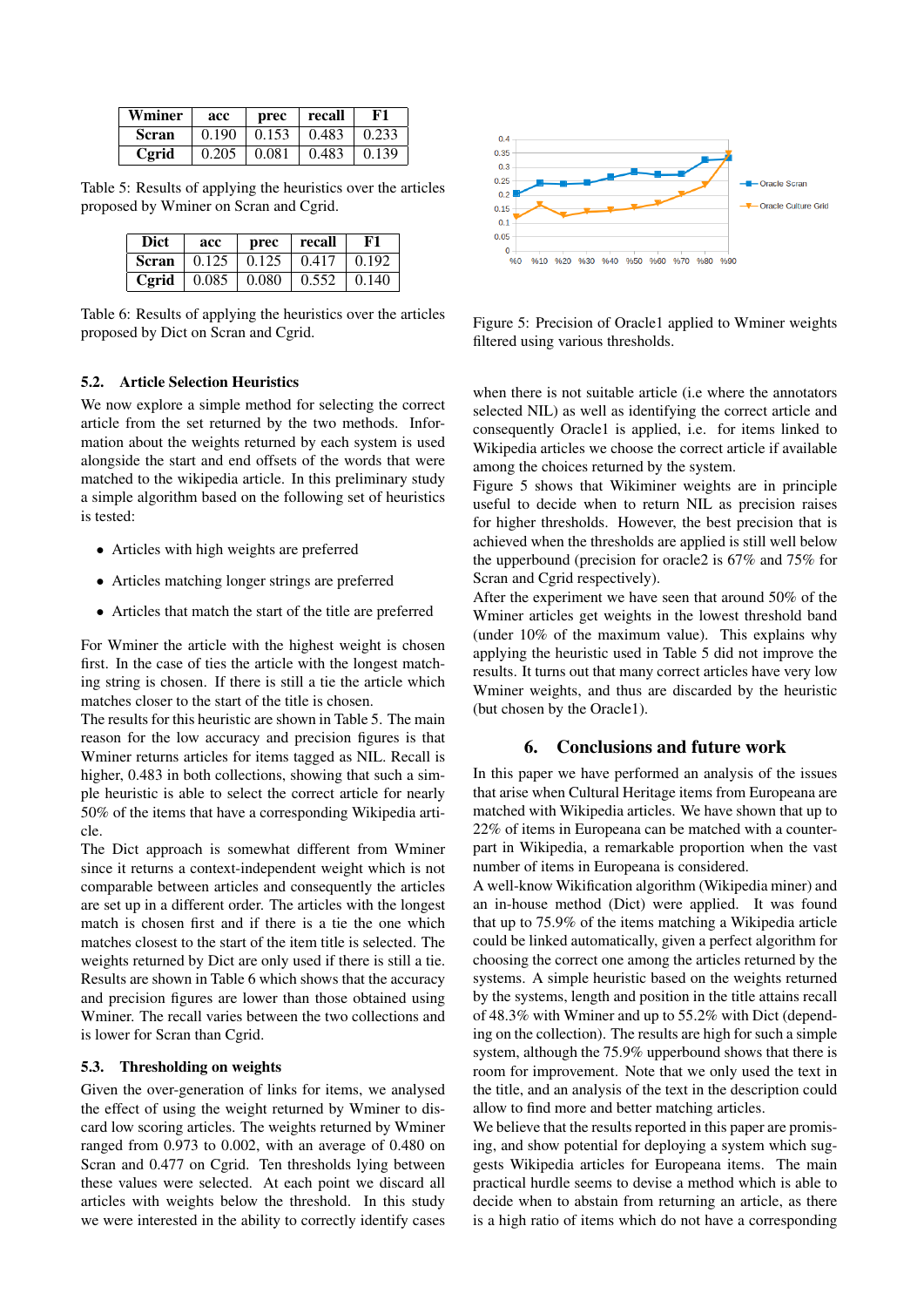| Wminer | acc | prec | recall | F1 |
|---|---|---|---|---|
| Scran | 0.190 | 0.153 | 0.483 | 0.233 |
| Cgrid | 0.205 | 0.081 | 0.483 | 0.139 |

Table 5: Results of applying the heuristics over the articles proposed by Wminer on Scran and Cgrid.

| Dict | acc | prec | recall | F1 |
|---|---|---|---|---|
| Scran | 0.125 | 0.125 | 0.417 | 0.192 |
| Cgrid | 0.085 | 0.080 | 0.552 | 0.140 |

Table 6: Results of applying the heuristics over the articles proposed by Dict on Scran and Cgrid.

### 5.2. Article Selection Heuristics

We now explore a simple method for selecting the correct article from the set returned by the two methods. Information about the weights returned by each system is used alongside the start and end offsets of the words that were matched to the wikipedia article. In this preliminary study a simple algorithm based on the following set of heuristics is tested:

- Articles with high weights are preferred
- Articles matching longer strings are preferred
- Articles that match the start of the title are preferred

For Wminer the article with the highest weight is chosen first. In the case of ties the article with the longest matching string is chosen. If there is still a tie the article which matches closer to the start of the title is chosen.
The results for this heuristic are shown in Table 5. The main reason for the low accuracy and precision figures is that Wminer returns articles for items tagged as NIL. Recall is higher, 0.483 in both collections, showing that such a simple heuristic is able to select the correct article for nearly 50% of the items that have a corresponding Wikipedia article.
The Dict approach is somewhat different from Wminer since it returns a context-independent weight which is not comparable between articles and consequently the articles are set up in a different order. The articles with the longest match is chosen first and if there is a tie the one which matches closest to the start of the item title is selected. The weights returned by Dict are only used if there is still a tie. Results are shown in Table 6 which shows that the accuracy and precision figures are lower than those obtained using Wminer. The recall varies between the two collections and is lower for Scran than Cgrid.

### 5.3. Thresholding on weights

Given the over-generation of links for items, we analysed the effect of using the weight returned by Wminer to discard low scoring articles. The weights returned by Wminer ranged from 0.973 to 0.002, with an average of 0.480 on Scran and 0.477 on Cgrid. Ten thresholds lying between these values were selected. At each point we discard all articles with weights below the threshold. In this study we were interested in the ability to correctly identify cases when there is not suitable article (i.e where the annotators selected NIL) as well as identifying the correct article and consequently Oracle1 is applied, i.e. for items linked to Wikipedia articles we choose the correct article if available among the choices returned by the system.

Figure 5: Precision of Oracle1 applied to Wminer weights filtered using various thresholds.

Figure 5 shows that Wikiminer weights are in principle useful to decide when to return NIL as precision raises for higher thresholds. However, the best precision that is achieved when the thresholds are applied is still well below the upperbound (precision for oracle2 is 67% and 75% for Scran and Cgrid respectively).
After the experiment we have seen that around 50% of the Wminer articles get weights in the lowest threshold band (under 10% of the maximum value). This explains why applying the heuristic used in Table 5 did not improve the results. It turns out that many correct articles have very low Wminer weights, and thus are discarded by the heuristic (but chosen by the Oracle1).

## 6. Conclusions and future work

In this paper we have performed an analysis of the issues that arise when Cultural Heritage items from Europeana are matched with Wikipedia articles. We have shown that up to 22% of items in Europeana can be matched with a counterpart in Wikipedia, a remarkable proportion when the vast number of items in Europeana is considered.
A well-know Wikification algorithm (Wikipedia miner) and an in-house method (Dict) were applied. It was found that up to 75.9% of the items matching a Wikipedia article could be linked automatically, given a perfect algorithm for choosing the correct one among the articles returned by the systems. A simple heuristic based on the weights returned by the systems, length and position in the title attains recall of 48.3% with Wminer and up to 55.2% with Dict (depending on the collection). The results are high for such a simple system, although the 75.9% upperbound shows that there is room for improvement. Note that we only used the text in the title, and an analysis of the text in the description could allow to find more and better matching articles.
We believe that the results reported in this paper are promising, and show potential for deploying a system which suggests Wikipedia articles for Europeana items. The main practical hurdle seems to devise a method which is able to decide when to abstain from returning an article, as there is a high ratio of items which do not have a corresponding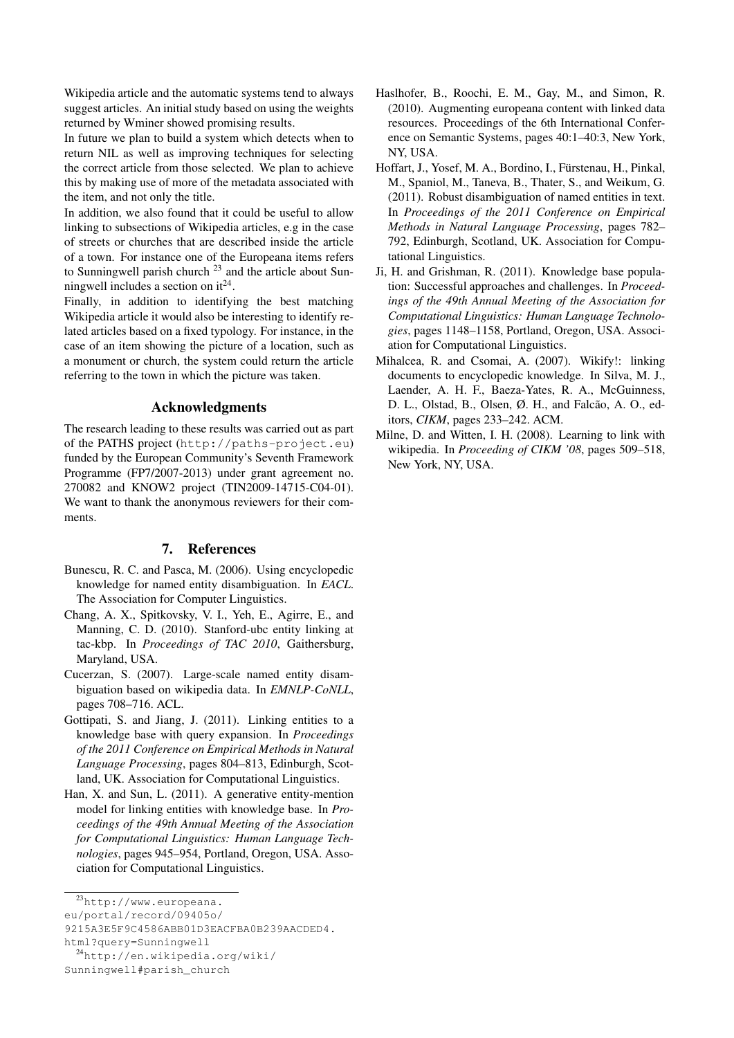Wikipedia article and the automatic systems tend to always suggest articles. An initial study based on using the weights returned by Wminer showed promising results.

In future we plan to build a system which detects when to return NIL as well as improving techniques for selecting the correct article from those selected. We plan to achieve this by making use of more of the metadata associated with the item, and not only the title.

In addition, we also found that it could be useful to allow linking to subsections of Wikipedia articles, e.g in the case of streets or churches that are described inside the article of a town. For instance one of the Europeana items refers to Sunningwell parish church [23] and the article about Sunningwell includes a section on it[24].

Finally, in addition to identifying the best matching Wikipedia article it would also be interesting to identify related articles based on a fixed typology. For instance, in the case of an item showing the picture of a location, such as a monument or church, the system could return the article referring to the town in which the picture was taken.

## Acknowledgments

The research leading to these results was carried out as part of the PATHS project (`http://paths-project.eu`) funded by the European Community's Seventh Framework Programme (FP7/2007-2013) under grant agreement no. 270082 and KNOW2 project (TIN2009-14715-C04-01). We want to thank the anonymous reviewers for their comments.

## 7. References

Bunescu, R. C. and Pasca, M. (2006). Using encyclopedic knowledge for named entity disambiguation. In *EACL*. The Association for Computer Linguistics.

Chang, A. X., Spitkovsky, V. I., Yeh, E., Agirre, E., and Manning, C. D. (2010). Stanford-ubc entity linking at tac-kbp. In *Proceedings of TAC 2010*, Gaithersburg, Maryland, USA.

Cucerzan, S. (2007). Large-scale named entity disambiguation based on wikipedia data. In *EMNLP-CoNLL*, pages 708–716. ACL.

Gottipati, S. and Jiang, J. (2011). Linking entities to a knowledge base with query expansion. In *Proceedings of the 2011 Conference on Empirical Methods in Natural Language Processing*, pages 804–813, Edinburgh, Scotland, UK. Association for Computational Linguistics.

Han, X. and Sun, L. (2011). A generative entity-mention model for linking entities with knowledge base. In *Proceedings of the 49th Annual Meeting of the Association for Computational Linguistics: Human Language Technologies*, pages 945–954, Portland, Oregon, USA. Association for Computational Linguistics.

Haslhofer, B., Roochi, E. M., Gay, M., and Simon, R. (2010). Augmenting europeana content with linked data resources. Proceedings of the 6th International Conference on Semantic Systems, pages 40:1–40:3, New York, NY, USA.

Hoffart, J., Yosef, M. A., Bordino, I., Fürstenau, H., Pinkal, M., Spaniol, M., Taneva, B., Thater, S., and Weikum, G. (2011). Robust disambiguation of named entities in text. In *Proceedings of the 2011 Conference on Empirical Methods in Natural Language Processing*, pages 782–792, Edinburgh, Scotland, UK. Association for Computational Linguistics.

Ji, H. and Grishman, R. (2011). Knowledge base population: Successful approaches and challenges. In *Proceedings of the 49th Annual Meeting of the Association for Computational Linguistics: Human Language Technologies*, pages 1148–1158, Portland, Oregon, USA. Association for Computational Linguistics.

Mihalcea, R. and Csomai, A. (2007). Wikify!: linking documents to encyclopedic knowledge. In Silva, M. J., Laender, A. H. F., Baeza-Yates, R. A., McGuinness, D. L., Olstad, B., Olsen, Ø. H., and Falcão, A. O., editors, *CIKM*, pages 233–242. ACM.

Milne, D. and Witten, I. H. (2008). Learning to link with wikipedia. In *Proceeding of CIKM '08*, pages 509–518, New York, NY, USA.

---

[23] `http://www.europeana.eu/portal/record/09405o/9215A3E5F9C4586ABB01D3EACFBA0B239AACDED4.html?query=Sunningwell`

[24] `http://en.wikipedia.org/wiki/Sunningwell#parish_church`